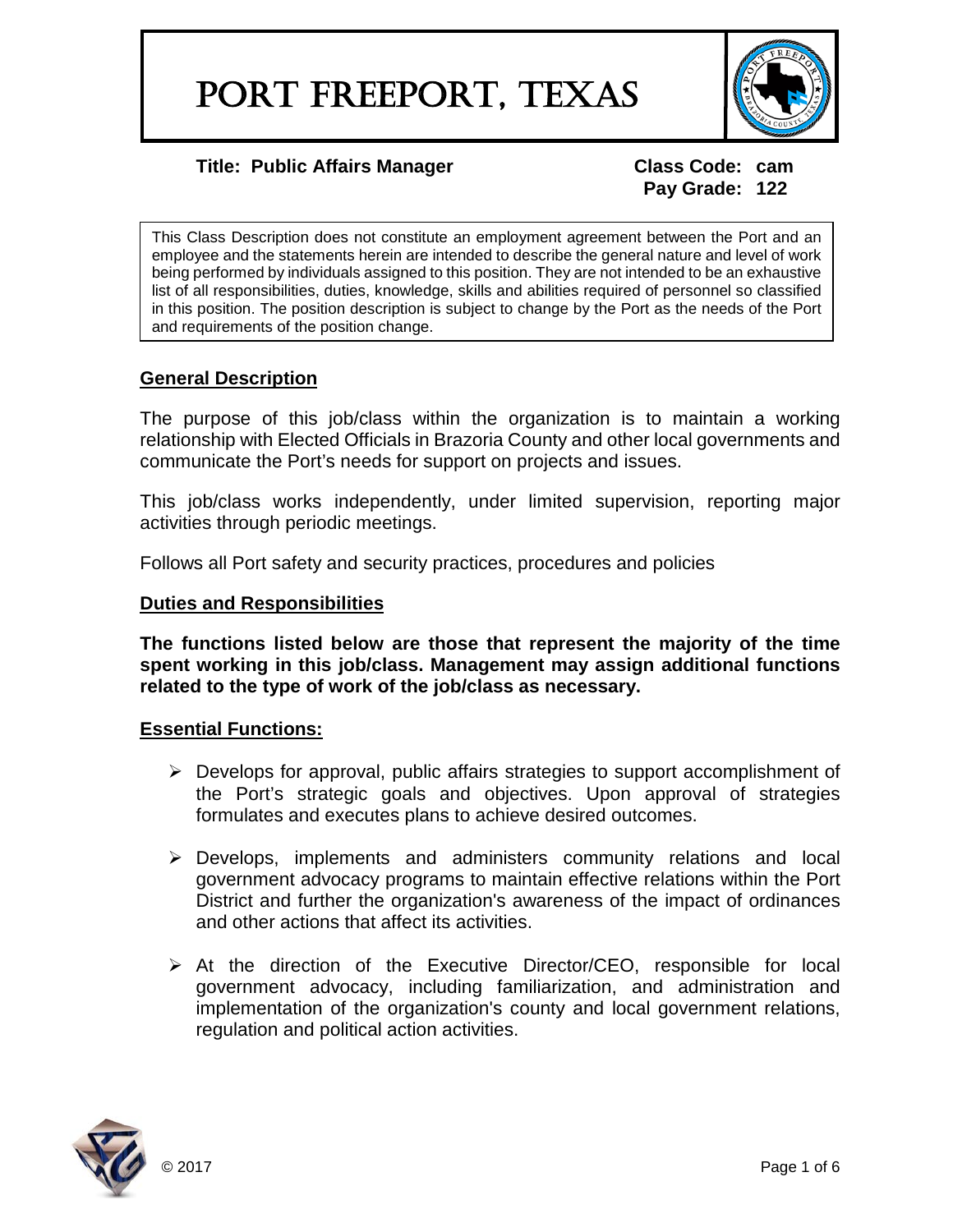# PORT FREEPORT, TEXAS

**Title: Public Affairs Manager** **Class Code: cam**
**Pay Grade: 122**

This Class Description does not constitute an employment agreement between the Port and an employee and the statements herein are intended to describe the general nature and level of work being performed by individuals assigned to this position. They are not intended to be an exhaustive list of all responsibilities, duties, knowledge, skills and abilities required of personnel so classified in this position. The position description is subject to change by the Port as the needs of the Port and requirements of the position change.

## General Description

The purpose of this job/class within the organization is to maintain a working relationship with Elected Officials in Brazoria County and other local governments and communicate the Port's needs for support on projects and issues.

This job/class works independently, under limited supervision, reporting major activities through periodic meetings.

Follows all Port safety and security practices, procedures and policies

## Duties and Responsibilities

**The functions listed below are those that represent the majority of the time spent working in this job/class. Management may assign additional functions related to the type of work of the job/class as necessary.**

## Essential Functions:

- Develops for approval, public affairs strategies to support accomplishment of the Port's strategic goals and objectives. Upon approval of strategies formulates and executes plans to achieve desired outcomes.
- Develops, implements and administers community relations and local government advocacy programs to maintain effective relations within the Port District and further the organization's awareness of the impact of ordinances and other actions that affect its activities.
- At the direction of the Executive Director/CEO, responsible for local government advocacy, including familiarization, and administration and implementation of the organization's county and local government relations, regulation and political action activities.

© 2017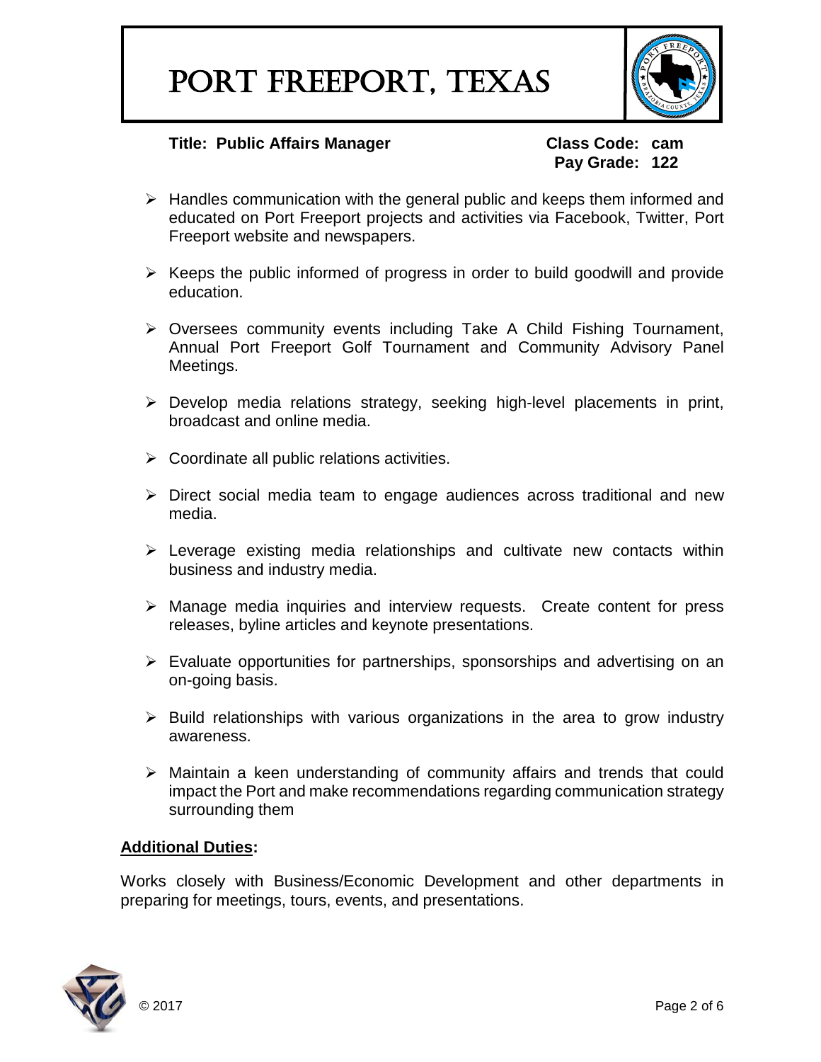# PORT FREEPORT, TEXAS

**Title: Public Affairs Manager** **Class Code: cam**
**Pay Grade: 122**

- Handles communication with the general public and keeps them informed and educated on Port Freeport projects and activities via Facebook, Twitter, Port Freeport website and newspapers.
- Keeps the public informed of progress in order to build goodwill and provide education.
- Oversees community events including Take A Child Fishing Tournament, Annual Port Freeport Golf Tournament and Community Advisory Panel Meetings.
- Develop media relations strategy, seeking high-level placements in print, broadcast and online media.
- Coordinate all public relations activities.
- Direct social media team to engage audiences across traditional and new media.
- Leverage existing media relationships and cultivate new contacts within business and industry media.
- Manage media inquiries and interview requests. Create content for press releases, byline articles and keynote presentations.
- Evaluate opportunities for partnerships, sponsorships and advertising on an on-going basis.
- Build relationships with various organizations in the area to grow industry awareness.
- Maintain a keen understanding of community affairs and trends that could impact the Port and make recommendations regarding communication strategy surrounding them

**Additional Duties:**

Works closely with Business/Economic Development and other departments in preparing for meetings, tours, events, and presentations.

© 2017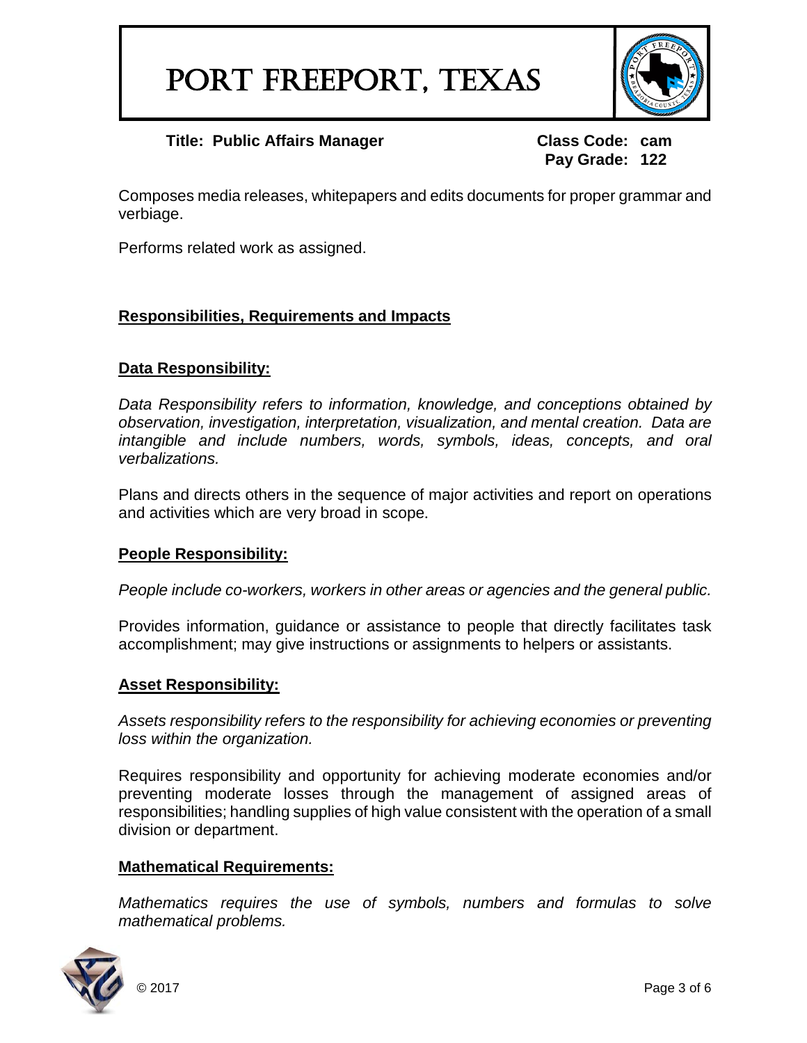**Title: Public Affairs Manager** **Class Code: cam**
**Pay Grade: 122**

Composes media releases, whitepapers and edits documents for proper grammar and verbiage.

Performs related work as assigned.

## Responsibilities, Requirements and Impacts

### Data Responsibility:

*Data Responsibility refers to information, knowledge, and conceptions obtained by observation, investigation, interpretation, visualization, and mental creation. Data are intangible and include numbers, words, symbols, ideas, concepts, and oral verbalizations.*

Plans and directs others in the sequence of major activities and report on operations and activities which are very broad in scope.

### People Responsibility:

*People include co-workers, workers in other areas or agencies and the general public.*

Provides information, guidance or assistance to people that directly facilitates task accomplishment; may give instructions or assignments to helpers or assistants.

### Asset Responsibility:

*Assets responsibility refers to the responsibility for achieving economies or preventing loss within the organization.*

Requires responsibility and opportunity for achieving moderate economies and/or preventing moderate losses through the management of assigned areas of responsibilities; handling supplies of high value consistent with the operation of a small division or department.

### Mathematical Requirements:

*Mathematics requires the use of symbols, numbers and formulas to solve mathematical problems.*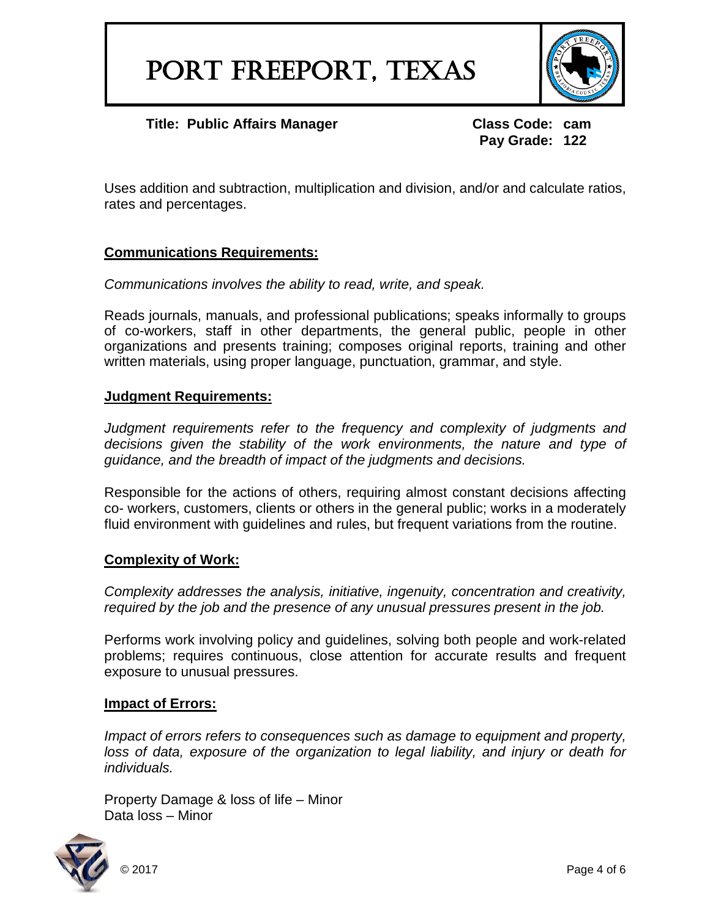Uses addition and subtraction, multiplication and division, and/or and calculate ratios, rates and percentages.

## Communications Requirements:

*Communications involves the ability to read, write, and speak.*

Reads journals, manuals, and professional publications; speaks informally to groups of co-workers, staff in other departments, the general public, people in other organizations and presents training; composes original reports, training and other written materials, using proper language, punctuation, grammar, and style.

## Judgment Requirements:

*Judgment requirements refer to the frequency and complexity of judgments and decisions given the stability of the work environments, the nature and type of guidance, and the breadth of impact of the judgments and decisions.*

Responsible for the actions of others, requiring almost constant decisions affecting co- workers, customers, clients or others in the general public; works in a moderately fluid environment with guidelines and rules, but frequent variations from the routine.

## Complexity of Work:

*Complexity addresses the analysis, initiative, ingenuity, concentration and creativity, required by the job and the presence of any unusual pressures present in the job.*

Performs work involving policy and guidelines, solving both people and work-related problems; requires continuous, close attention for accurate results and frequent exposure to unusual pressures.

## Impact of Errors:

*Impact of errors refers to consequences such as damage to equipment and property, loss of data, exposure of the organization to legal liability, and injury or death for individuals.*

Property Damage & loss of life – Minor
Data loss – Minor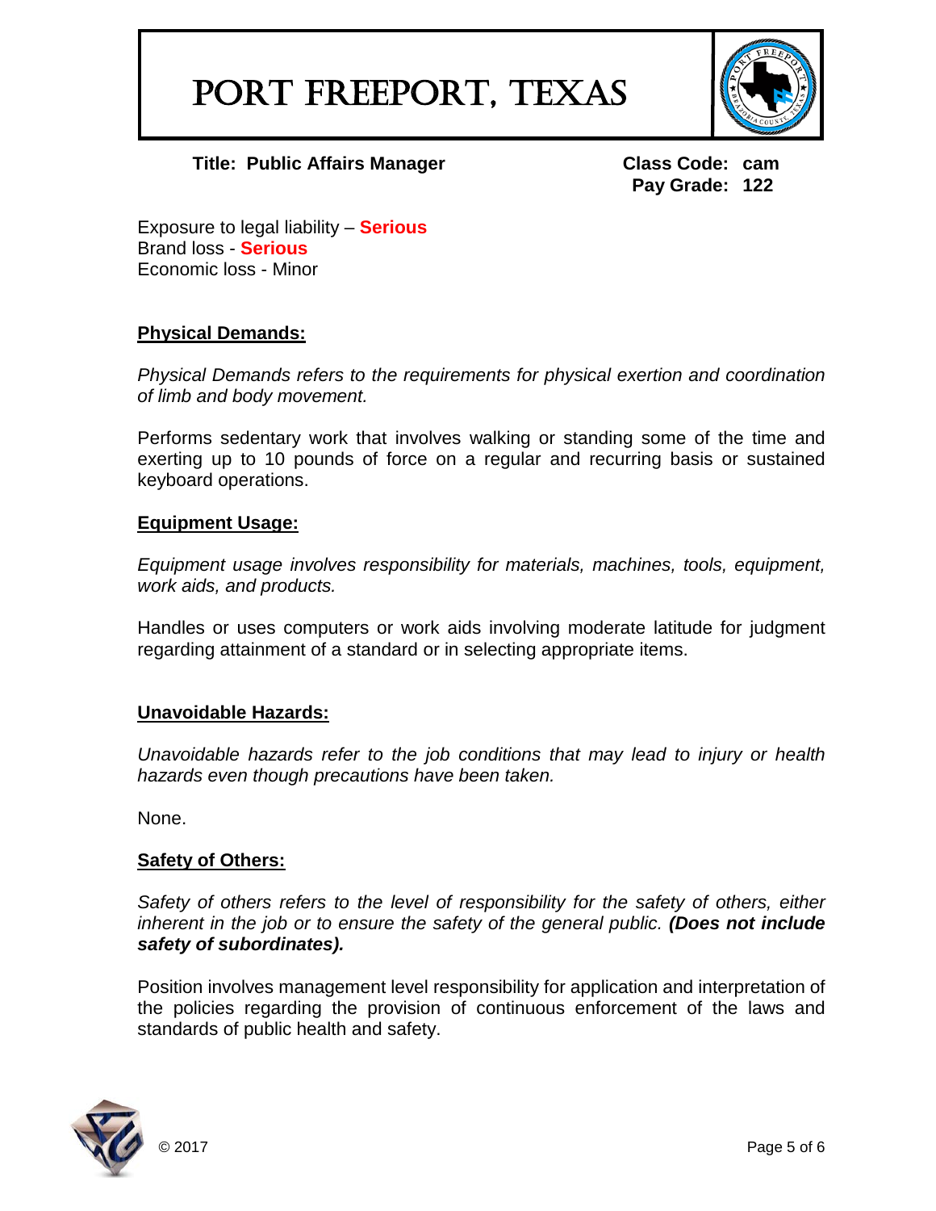# PORT FREEPORT, TEXAS

**Title: Public Affairs Manager** **Class Code: cam**
**Pay Grade: 122**

Exposure to legal liability – **Serious**
Brand loss - **Serious**
Economic loss - Minor

## Physical Demands:

*Physical Demands refers to the requirements for physical exertion and coordination of limb and body movement.*

Performs sedentary work that involves walking or standing some of the time and exerting up to 10 pounds of force on a regular and recurring basis or sustained keyboard operations.

## Equipment Usage:

*Equipment usage involves responsibility for materials, machines, tools, equipment, work aids, and products.*

Handles or uses computers or work aids involving moderate latitude for judgment regarding attainment of a standard or in selecting appropriate items.

## Unavoidable Hazards:

*Unavoidable hazards refer to the job conditions that may lead to injury or health hazards even though precautions have been taken.*

None.

## Safety of Others:

*Safety of others refers to the level of responsibility for the safety of others, either inherent in the job or to ensure the safety of the general public. **(Does not include safety of subordinates).***

Position involves management level responsibility for application and interpretation of the policies regarding the provision of continuous enforcement of the laws and standards of public health and safety.

© 2017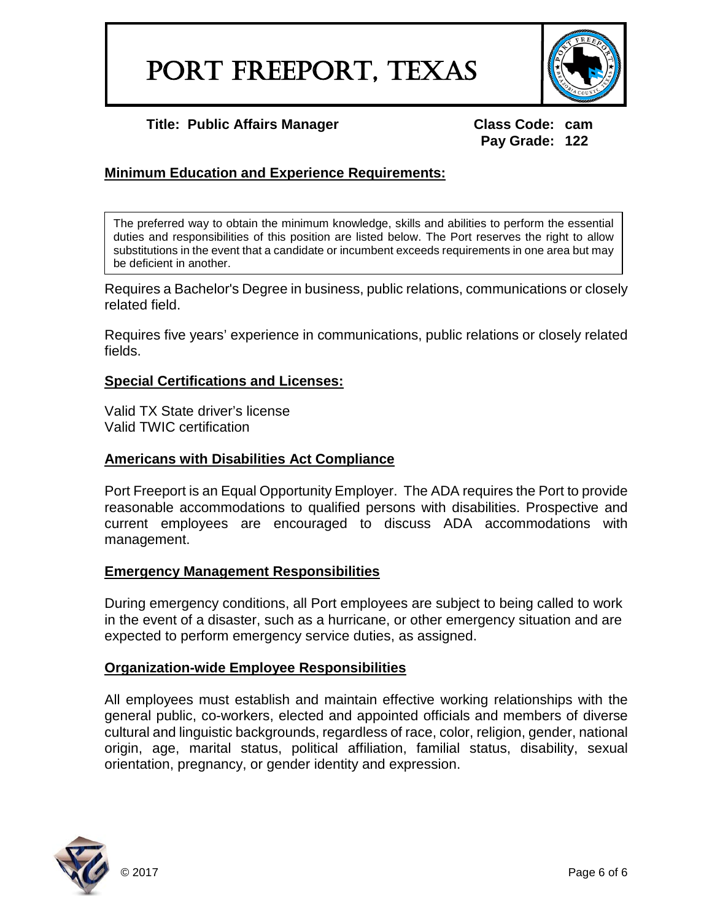# PORT FREEPORT, TEXAS

**Title: Public Affairs Manager** **Class Code: cam**
**Pay Grade: 122**

## Minimum Education and Experience Requirements:

The preferred way to obtain the minimum knowledge, skills and abilities to perform the essential duties and responsibilities of this position are listed below. The Port reserves the right to allow substitutions in the event that a candidate or incumbent exceeds requirements in one area but may be deficient in another.

Requires a Bachelor's Degree in business, public relations, communications or closely related field.

Requires five years' experience in communications, public relations or closely related fields.

## Special Certifications and Licenses:

Valid TX State driver's license
Valid TWIC certification

## Americans with Disabilities Act Compliance

Port Freeport is an Equal Opportunity Employer. The ADA requires the Port to provide reasonable accommodations to qualified persons with disabilities. Prospective and current employees are encouraged to discuss ADA accommodations with management.

## Emergency Management Responsibilities

During emergency conditions, all Port employees are subject to being called to work in the event of a disaster, such as a hurricane, or other emergency situation and are expected to perform emergency service duties, as assigned.

## Organization-wide Employee Responsibilities

All employees must establish and maintain effective working relationships with the general public, co-workers, elected and appointed officials and members of diverse cultural and linguistic backgrounds, regardless of race, color, religion, gender, national origin, age, marital status, political affiliation, familial status, disability, sexual orientation, pregnancy, or gender identity and expression.

© 2017